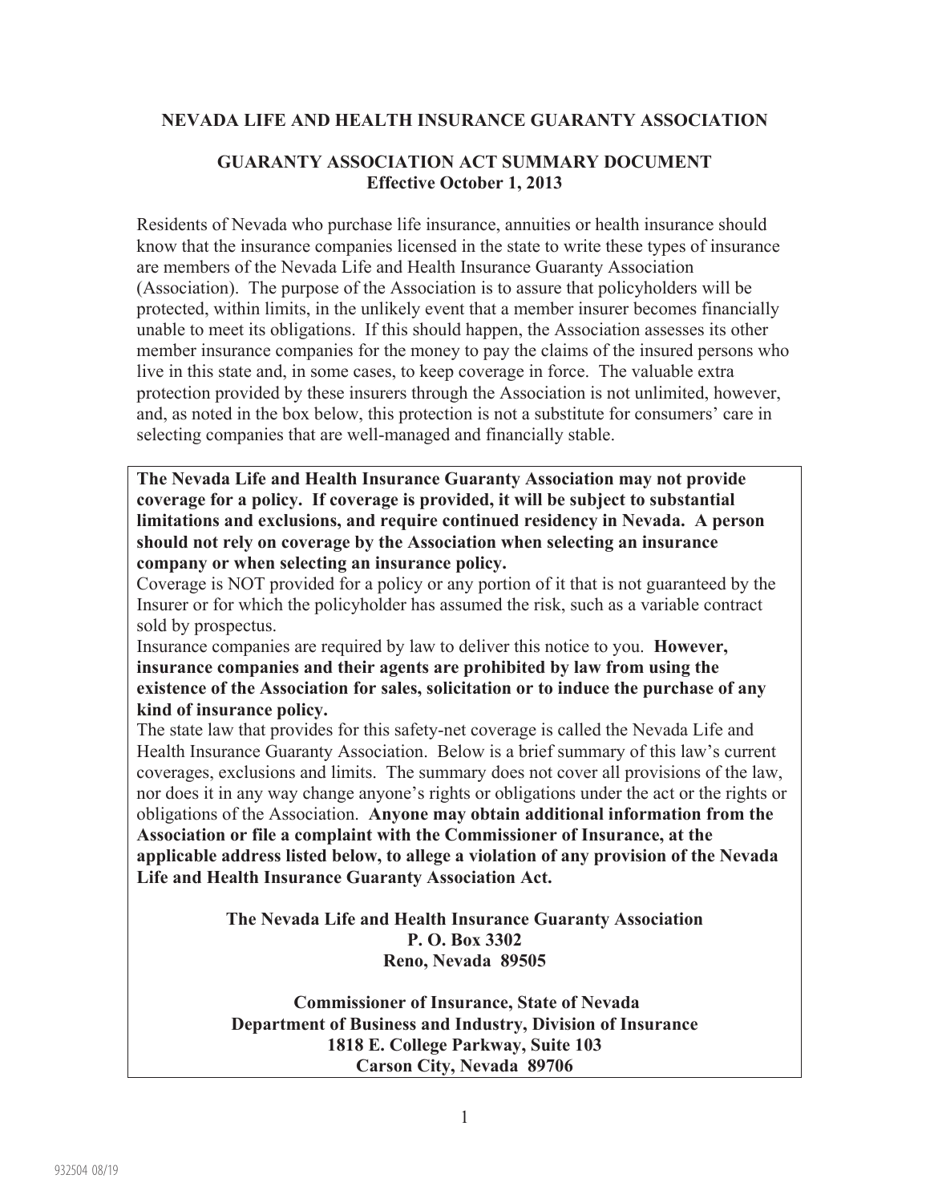# NEVADA LIFE AND HEALTH INSURANCE GUARANTY ASSOCIATION

## GUARANTY ASSOCIATION ACT SUMMARY DOCUMENT
**Effective October 1, 2013**

Residents of Nevada who purchase life insurance, annuities or health insurance should know that the insurance companies licensed in the state to write these types of insurance are members of the Nevada Life and Health Insurance Guaranty Association (Association). The purpose of the Association is to assure that policyholders will be protected, within limits, in the unlikely event that a member insurer becomes financially unable to meet its obligations. If this should happen, the Association assesses its other member insurance companies for the money to pay the claims of the insured persons who live in this state and, in some cases, to keep coverage in force. The valuable extra protection provided by these insurers through the Association is not unlimited, however, and, as noted in the box below, this protection is not a substitute for consumers' care in selecting companies that are well-managed and financially stable.

**The Nevada Life and Health Insurance Guaranty Association may not provide coverage for a policy. If coverage is provided, it will be subject to substantial limitations and exclusions, and require continued residency in Nevada. A person should not rely on coverage by the Association when selecting an insurance company or when selecting an insurance policy.**

Coverage is NOT provided for a policy or any portion of it that is not guaranteed by the Insurer or for which the policyholder has assumed the risk, such as a variable contract sold by prospectus.

Insurance companies are required by law to deliver this notice to you. **However, insurance companies and their agents are prohibited by law from using the existence of the Association for sales, solicitation or to induce the purchase of any kind of insurance policy.**

The state law that provides for this safety-net coverage is called the Nevada Life and Health Insurance Guaranty Association. Below is a brief summary of this law's current coverages, exclusions and limits. The summary does not cover all provisions of the law, nor does it in any way change anyone's rights or obligations under the act or the rights or obligations of the Association. **Anyone may obtain additional information from the Association or file a complaint with the Commissioner of Insurance, at the applicable address listed below, to allege a violation of any provision of the Nevada Life and Health Insurance Guaranty Association Act.**

**The Nevada Life and Health Insurance Guaranty Association**
**P. O. Box 3302**
**Reno, Nevada 89505**

**Commissioner of Insurance, State of Nevada**
**Department of Business and Industry, Division of Insurance**
**1818 E. College Parkway, Suite 103**
**Carson City, Nevada 89706**

932504 08/19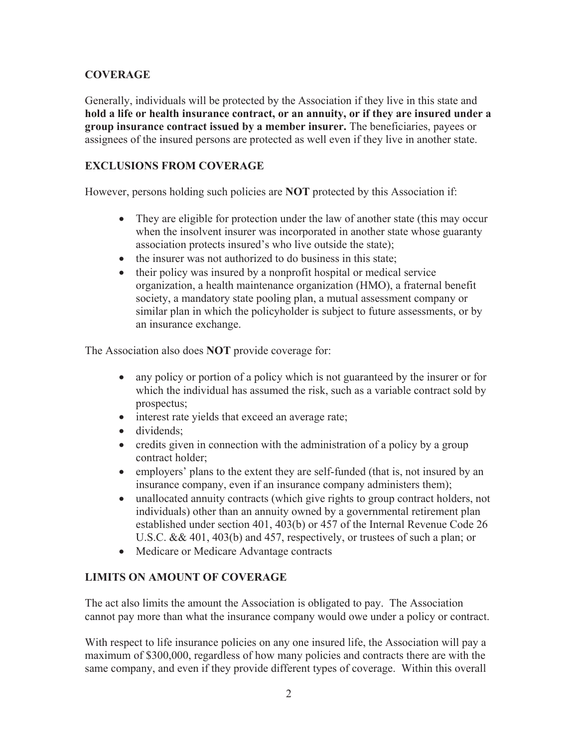## COVERAGE

Generally, individuals will be protected by the Association if they live in this state and **hold a life or health insurance contract, or an annuity, or if they are insured under a group insurance contract issued by a member insurer.** The beneficiaries, payees or assignees of the insured persons are protected as well even if they live in another state.

## EXCLUSIONS FROM COVERAGE

However, persons holding such policies are **NOT** protected by this Association if:

- They are eligible for protection under the law of another state (this may occur when the insolvent insurer was incorporated in another state whose guaranty association protects insured's who live outside the state);
- the insurer was not authorized to do business in this state;
- their policy was insured by a nonprofit hospital or medical service organization, a health maintenance organization (HMO), a fraternal benefit society, a mandatory state pooling plan, a mutual assessment company or similar plan in which the policyholder is subject to future assessments, or by an insurance exchange.

The Association also does **NOT** provide coverage for:

- any policy or portion of a policy which is not guaranteed by the insurer or for which the individual has assumed the risk, such as a variable contract sold by prospectus;
- interest rate yields that exceed an average rate;
- dividends;
- credits given in connection with the administration of a policy by a group contract holder;
- employers' plans to the extent they are self-funded (that is, not insured by an insurance company, even if an insurance company administers them);
- unallocated annuity contracts (which give rights to group contract holders, not individuals) other than an annuity owned by a governmental retirement plan established under section 401, 403(b) or 457 of the Internal Revenue Code 26 U.S.C. && 401, 403(b) and 457, respectively, or trustees of such a plan; or
- Medicare or Medicare Advantage contracts

## LIMITS ON AMOUNT OF COVERAGE

The act also limits the amount the Association is obligated to pay. The Association cannot pay more than what the insurance company would owe under a policy or contract.

With respect to life insurance policies on any one insured life, the Association will pay a maximum of $300,000, regardless of how many policies and contracts there are with the same company, and even if they provide different types of coverage. Within this overall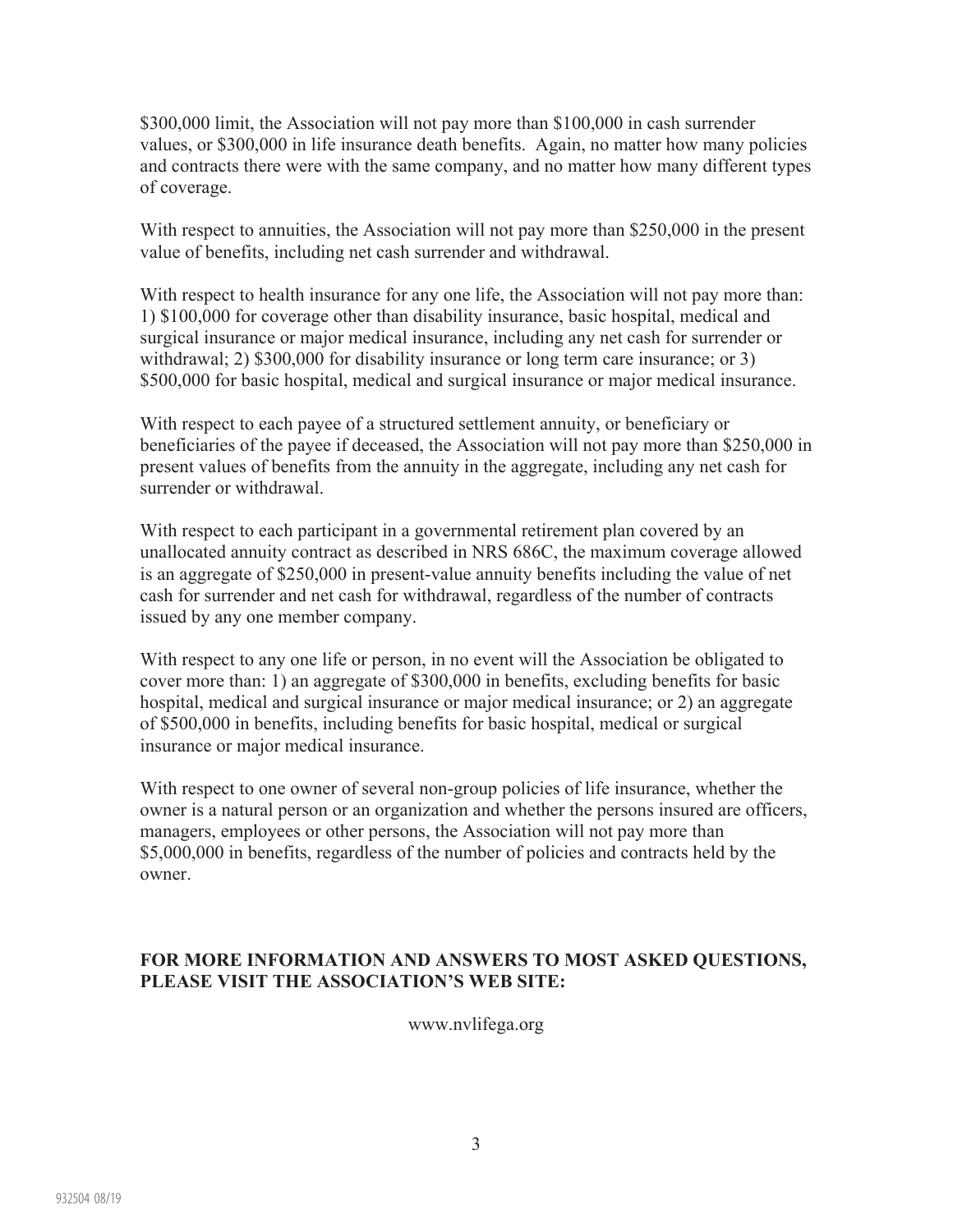$300,000 limit, the Association will not pay more than $100,000 in cash surrender values, or $300,000 in life insurance death benefits. Again, no matter how many policies and contracts there were with the same company, and no matter how many different types of coverage.

With respect to annuities, the Association will not pay more than $250,000 in the present value of benefits, including net cash surrender and withdrawal.

With respect to health insurance for any one life, the Association will not pay more than: 1) $100,000 for coverage other than disability insurance, basic hospital, medical and surgical insurance or major medical insurance, including any net cash for surrender or withdrawal; 2) $300,000 for disability insurance or long term care insurance; or 3) $500,000 for basic hospital, medical and surgical insurance or major medical insurance.

With respect to each payee of a structured settlement annuity, or beneficiary or beneficiaries of the payee if deceased, the Association will not pay more than $250,000 in present values of benefits from the annuity in the aggregate, including any net cash for surrender or withdrawal.

With respect to each participant in a governmental retirement plan covered by an unallocated annuity contract as described in NRS 686C, the maximum coverage allowed is an aggregate of $250,000 in present-value annuity benefits including the value of net cash for surrender and net cash for withdrawal, regardless of the number of contracts issued by any one member company.

With respect to any one life or person, in no event will the Association be obligated to cover more than: 1) an aggregate of $300,000 in benefits, excluding benefits for basic hospital, medical and surgical insurance or major medical insurance; or 2) an aggregate of $500,000 in benefits, including benefits for basic hospital, medical or surgical insurance or major medical insurance.

With respect to one owner of several non-group policies of life insurance, whether the owner is a natural person or an organization and whether the persons insured are officers, managers, employees or other persons, the Association will not pay more than $5,000,000 in benefits, regardless of the number of policies and contracts held by the owner.

**FOR MORE INFORMATION AND ANSWERS TO MOST ASKED QUESTIONS, PLEASE VISIT THE ASSOCIATION'S WEB SITE:**

www.nvlifega.org

932504 08/19